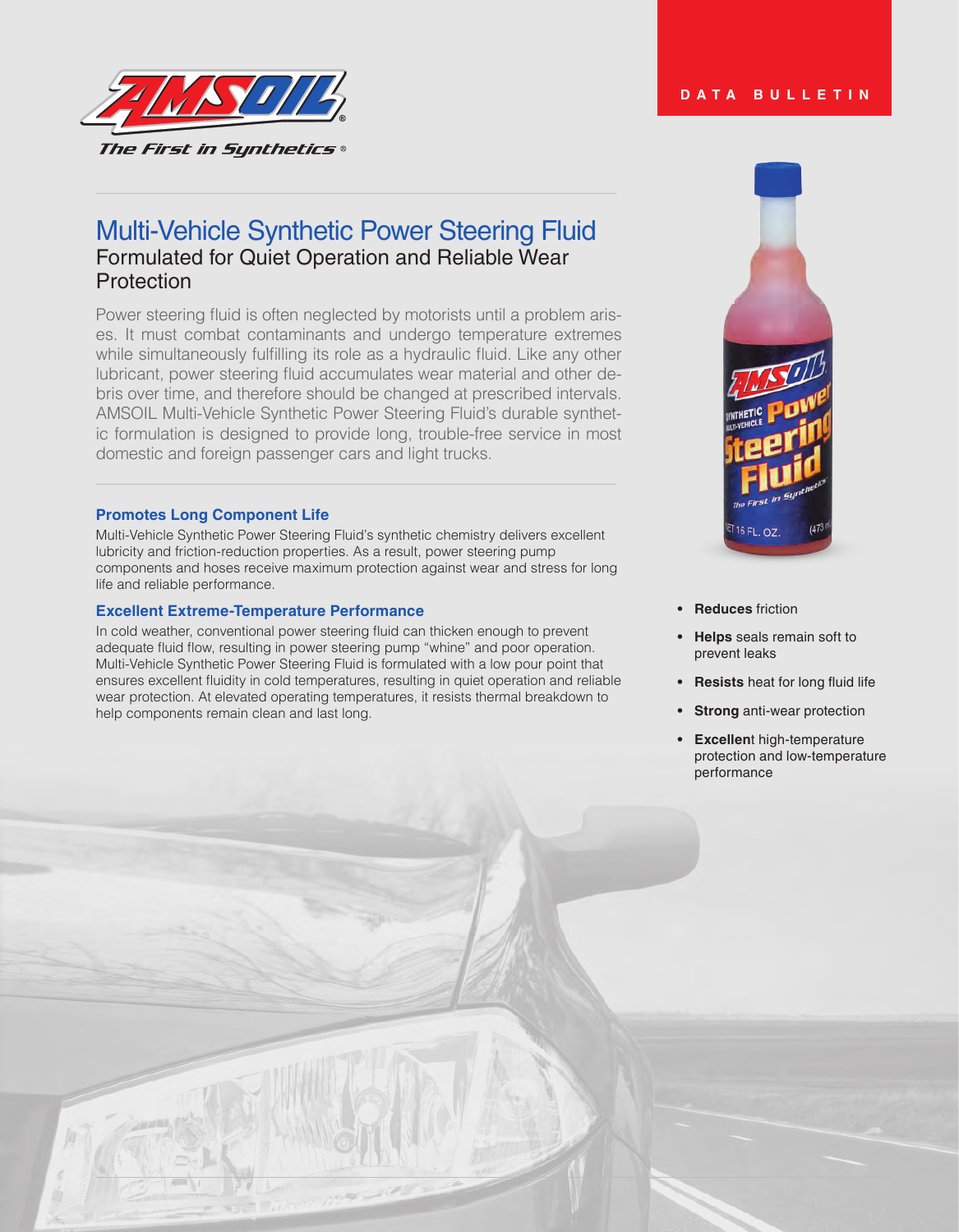DATA BULLETIN

# Multi-Vehicle Synthetic Power Steering Fluid

## Formulated for Quiet Operation and Reliable Wear Protection

Power steering fluid is often neglected by motorists until a problem arises. It must combat contaminants and undergo temperature extremes while simultaneously fulfilling its role as a hydraulic fluid. Like any other lubricant, power steering fluid accumulates wear material and other debris over time, and therefore should be changed at prescribed intervals. AMSOIL Multi-Vehicle Synthetic Power Steering Fluid's durable synthetic formulation is designed to provide long, trouble-free service in most domestic and foreign passenger cars and light trucks.

### Promotes Long Component Life

Multi-Vehicle Synthetic Power Steering Fluid's synthetic chemistry delivers excellent lubricity and friction-reduction properties. As a result, power steering pump components and hoses receive maximum protection against wear and stress for long life and reliable performance.

### Excellent Extreme-Temperature Performance

In cold weather, conventional power steering fluid can thicken enough to prevent adequate fluid flow, resulting in power steering pump "whine" and poor operation. Multi-Vehicle Synthetic Power Steering Fluid is formulated with a low pour point that ensures excellent fluidity in cold temperatures, resulting in quiet operation and reliable wear protection. At elevated operating temperatures, it resists thermal breakdown to help components remain clean and last long.

- **Reduces** friction
- **Helps** seals remain soft to prevent leaks
- **Resists** heat for long fluid life
- **Strong** anti-wear protection
- **Excellent** high-temperature protection and low-temperature performance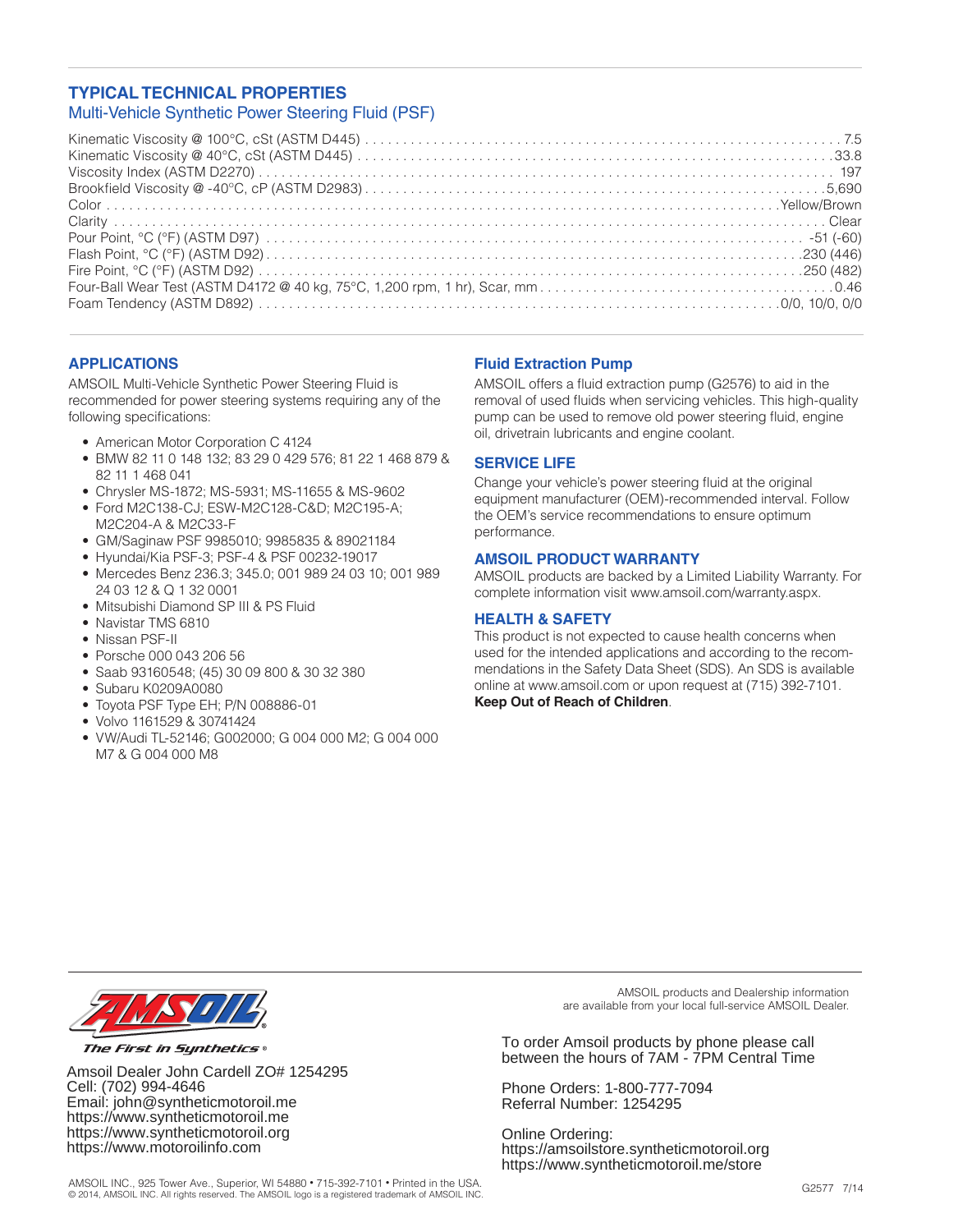## TYPICAL TECHNICAL PROPERTIES

### Multi-Vehicle Synthetic Power Steering Fluid (PSF)

| | |
|---|---|
| Kinematic Viscosity @ 100°C, cSt (ASTM D445) | 7.5 |
| Kinematic Viscosity @ 40°C, cSt (ASTM D445) | 33.8 |
| Viscosity Index (ASTM D2270) | 197 |
| Brookfield Viscosity @ -40°C, cP (ASTM D2983) | 5,690 |
| Color | Yellow/Brown |
| Clarity | Clear |
| Pour Point, °C (°F) (ASTM D97) | -51 (-60) |
| Flash Point, °C (°F) (ASTM D92) | 230 (446) |
| Fire Point, °C (°F) (ASTM D92) | 250 (482) |
| Four-Ball Wear Test (ASTM D4172 @ 40 kg, 75°C, 1,200 rpm, 1 hr), Scar, mm | 0.46 |
| Foam Tendency (ASTM D892) | 0/0, 10/0, 0/0 |

## APPLICATIONS

AMSOIL Multi-Vehicle Synthetic Power Steering Fluid is recommended for power steering systems requiring any of the following specifications:

- American Motor Corporation C 4124
- BMW 82 11 0 148 132; 83 29 0 429 576; 81 22 1 468 879 & 82 11 1 468 041
- Chrysler MS-1872; MS-5931; MS-11655 & MS-9602
- Ford M2C138-CJ; ESW-M2C128-C&D; M2C195-A; M2C204-A & M2C33-F
- GM/Saginaw PSF 9985010; 9985835 & 89021184
- Hyundai/Kia PSF-3; PSF-4 & PSF 00232-19017
- Mercedes Benz 236.3; 345.0; 001 989 24 03 10; 001 989 24 03 12 & Q 1 32 0001
- Mitsubishi Diamond SP III & PS Fluid
- Navistar TMS 6810
- Nissan PSF-II
- Porsche 000 043 206 56
- Saab 93160548; (45) 30 09 800 & 30 32 380
- Subaru K0209A0080
- Toyota PSF Type EH; P/N 008886-01
- Volvo 1161529 & 30741424
- VW/Audi TL-52146; G002000; G 004 000 M2; G 004 000 M7 & G 004 000 M8

## Fluid Extraction Pump

AMSOIL offers a fluid extraction pump (G2576) to aid in the removal of used fluids when servicing vehicles. This high-quality pump can be used to remove old power steering fluid, engine oil, drivetrain lubricants and engine coolant.

## SERVICE LIFE

Change your vehicle's power steering fluid at the original equipment manufacturer (OEM)-recommended interval. Follow the OEM's service recommendations to ensure optimum performance.

## AMSOIL PRODUCT WARRANTY

AMSOIL products are backed by a Limited Liability Warranty. For complete information visit www.amsoil.com/warranty.aspx.

## HEALTH & SAFETY

This product is not expected to cause health concerns when used for the intended applications and according to the recommendations in the Safety Data Sheet (SDS). An SDS is available online at www.amsoil.com or upon request at (715) 392-7101. **Keep Out of Reach of Children**.

AMSOIL

*The First in Synthetics®*

Amsoil Dealer John Cardell ZO# 1254295
Cell: (702) 994-4646
Email: john@syntheticmotoroil.me
https://www.syntheticmotoroil.me
https://www.syntheticmotoroil.org
https://www.motoroilinfo.com

AMSOIL products and Dealership information are available from your local full-service AMSOIL Dealer.

To order Amsoil products by phone please call between the hours of 7AM - 7PM Central Time

Phone Orders: 1-800-777-7094
Referral Number: 1254295

Online Ordering:
https://amsoilstore.syntheticmotoroil.org
https://www.syntheticmotoroil.me/store

AMSOIL INC., 925 Tower Ave., Superior, WI 54880 • 715-392-7101 • Printed in the USA.
© 2014, AMSOIL INC. All rights reserved. The AMSOIL logo is a registered trademark of AMSOIL INC.

G2577 7/14